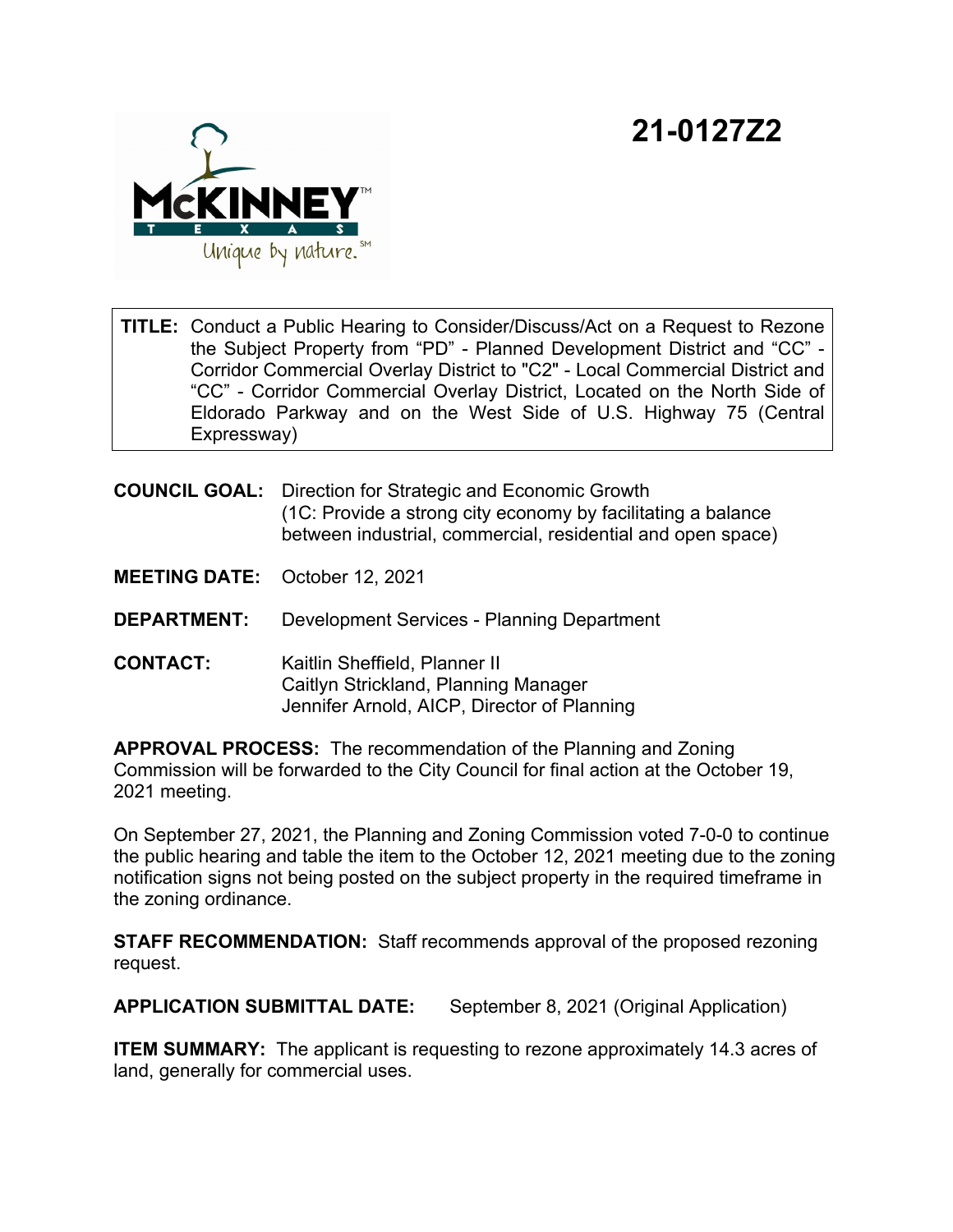# 21-0127Z2

**TITLE:** Conduct a Public Hearing to Consider/Discuss/Act on a Request to Rezone the Subject Property from "PD" - Planned Development District and "CC" - Corridor Commercial Overlay District to "C2" - Local Commercial District and "CC" - Corridor Commercial Overlay District, Located on the North Side of Eldorado Parkway and on the West Side of U.S. Highway 75 (Central Expressway)

**COUNCIL GOAL:** Direction for Strategic and Economic Growth
(1C: Provide a strong city economy by facilitating a balance between industrial, commercial, residential and open space)

**MEETING DATE:** October 12, 2021

**DEPARTMENT:** Development Services - Planning Department

**CONTACT:** Kaitlin Sheffield, Planner II
Caitlyn Strickland, Planning Manager
Jennifer Arnold, AICP, Director of Planning

**APPROVAL PROCESS:** The recommendation of the Planning and Zoning Commission will be forwarded to the City Council for final action at the October 19, 2021 meeting.

On September 27, 2021, the Planning and Zoning Commission voted 7-0-0 to continue the public hearing and table the item to the October 12, 2021 meeting due to the zoning notification signs not being posted on the subject property in the required timeframe in the zoning ordinance.

**STAFF RECOMMENDATION:** Staff recommends approval of the proposed rezoning request.

**APPLICATION SUBMITTAL DATE:** September 8, 2021 (Original Application)

**ITEM SUMMARY:** The applicant is requesting to rezone approximately 14.3 acres of land, generally for commercial uses.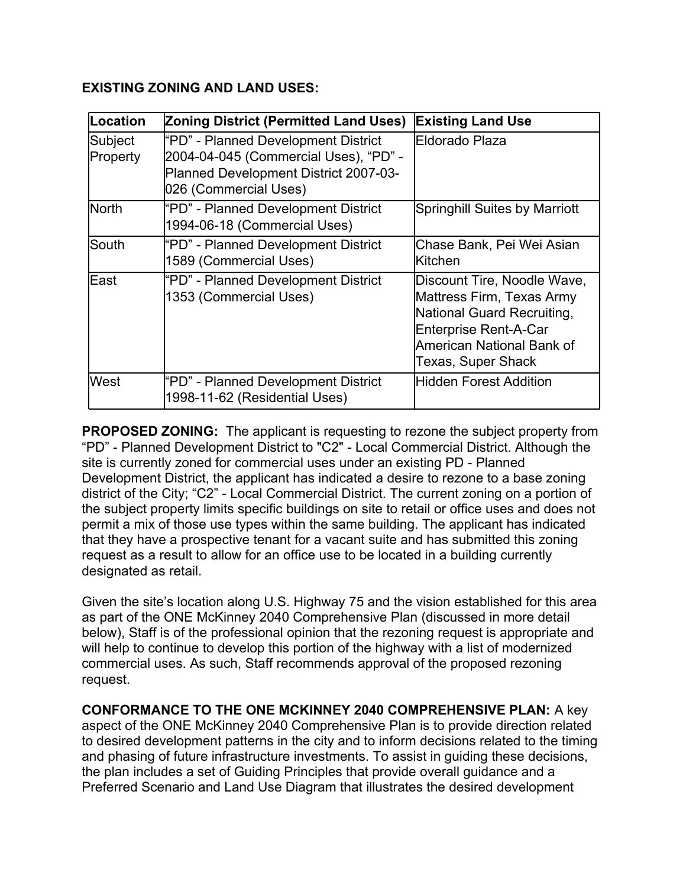**EXISTING ZONING AND LAND USES:**

| Location | Zoning District (Permitted Land Uses) | Existing Land Use |
|---|---|---|
| Subject Property | "PD" - Planned Development District 2004-04-045 (Commercial Uses), "PD" - Planned Development District 2007-03-026 (Commercial Uses) | Eldorado Plaza |
| North | "PD" - Planned Development District 1994-06-18 (Commercial Uses) | Springhill Suites by Marriott |
| South | "PD" - Planned Development District 1589 (Commercial Uses) | Chase Bank, Pei Wei Asian Kitchen |
| East | "PD" - Planned Development District 1353 (Commercial Uses) | Discount Tire, Noodle Wave, Mattress Firm, Texas Army National Guard Recruiting, Enterprise Rent-A-Car American National Bank of Texas, Super Shack |
| West | "PD" - Planned Development District 1998-11-62 (Residential Uses) | Hidden Forest Addition |

**PROPOSED ZONING:** The applicant is requesting to rezone the subject property from "PD" - Planned Development District to "C2" - Local Commercial District. Although the site is currently zoned for commercial uses under an existing PD - Planned Development District, the applicant has indicated a desire to rezone to a base zoning district of the City; "C2" - Local Commercial District. The current zoning on a portion of the subject property limits specific buildings on site to retail or office uses and does not permit a mix of those use types within the same building. The applicant has indicated that they have a prospective tenant for a vacant suite and has submitted this zoning request as a result to allow for an office use to be located in a building currently designated as retail.

Given the site's location along U.S. Highway 75 and the vision established for this area as part of the ONE McKinney 2040 Comprehensive Plan (discussed in more detail below), Staff is of the professional opinion that the rezoning request is appropriate and will help to continue to develop this portion of the highway with a list of modernized commercial uses. As such, Staff recommends approval of the proposed rezoning request.

**CONFORMANCE TO THE ONE MCKINNEY 2040 COMPREHENSIVE PLAN:** A key aspect of the ONE McKinney 2040 Comprehensive Plan is to provide direction related to desired development patterns in the city and to inform decisions related to the timing and phasing of future infrastructure investments. To assist in guiding these decisions, the plan includes a set of Guiding Principles that provide overall guidance and a Preferred Scenario and Land Use Diagram that illustrates the desired development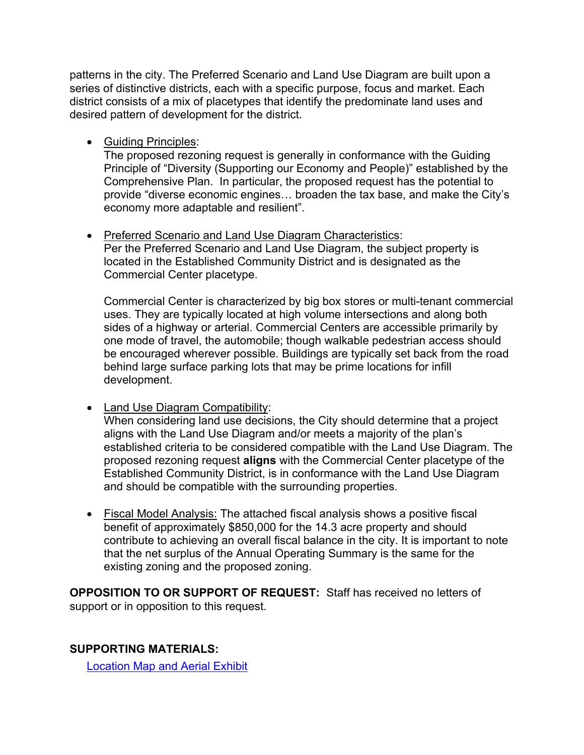patterns in the city. The Preferred Scenario and Land Use Diagram are built upon a series of distinctive districts, each with a specific purpose, focus and market. Each district consists of a mix of placetypes that identify the predominate land uses and desired pattern of development for the district.

- <u>Guiding Principles</u>:
  The proposed rezoning request is generally in conformance with the Guiding Principle of "Diversity (Supporting our Economy and People)" established by the Comprehensive Plan. In particular, the proposed request has the potential to provide "diverse economic engines… broaden the tax base, and make the City's economy more adaptable and resilient".

- <u>Preferred Scenario and Land Use Diagram Characteristics</u>:
  Per the Preferred Scenario and Land Use Diagram, the subject property is located in the Established Community District and is designated as the Commercial Center placetype.

  Commercial Center is characterized by big box stores or multi-tenant commercial uses. They are typically located at high volume intersections and along both sides of a highway or arterial. Commercial Centers are accessible primarily by one mode of travel, the automobile; though walkable pedestrian access should be encouraged wherever possible. Buildings are typically set back from the road behind large surface parking lots that may be prime locations for infill development.

- <u>Land Use Diagram Compatibility</u>:
  When considering land use decisions, the City should determine that a project aligns with the Land Use Diagram and/or meets a majority of the plan's established criteria to be considered compatible with the Land Use Diagram. The proposed rezoning request **aligns** with the Commercial Center placetype of the Established Community District, is in conformance with the Land Use Diagram and should be compatible with the surrounding properties.

- <u>Fiscal Model Analysis:</u> The attached fiscal analysis shows a positive fiscal benefit of approximately $850,000 for the 14.3 acre property and should contribute to achieving an overall fiscal balance in the city. It is important to note that the net surplus of the Annual Operating Summary is the same for the existing zoning and the proposed zoning.

**OPPOSITION TO OR SUPPORT OF REQUEST:** Staff has received no letters of support or in opposition to this request.

**SUPPORTING MATERIALS:**

Location Map and Aerial Exhibit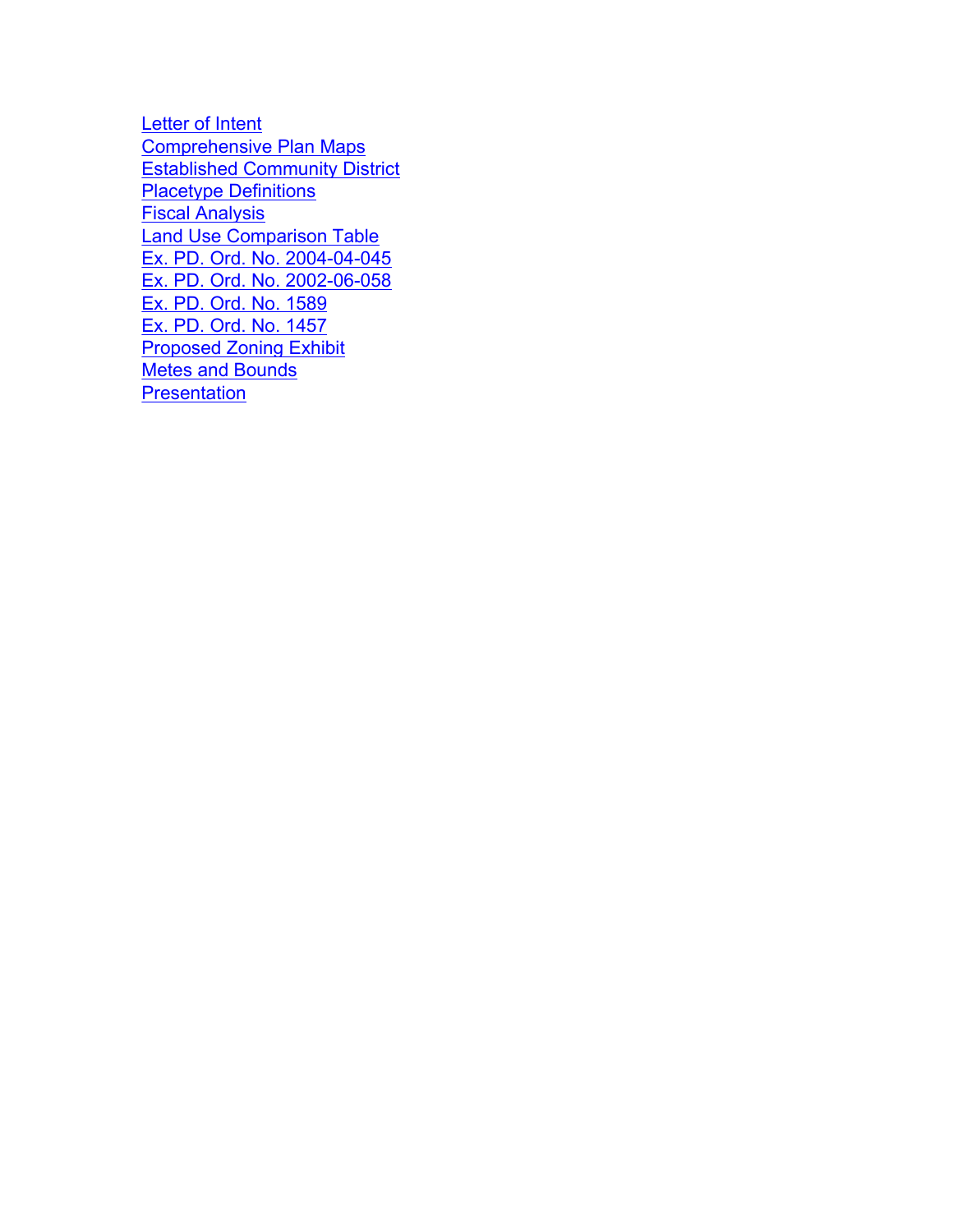Letter of Intent
Comprehensive Plan Maps
Established Community District
Placetype Definitions
Fiscal Analysis
Land Use Comparison Table
Ex. PD. Ord. No. 2004-04-045
Ex. PD. Ord. No. 2002-06-058
Ex. PD. Ord. No. 1589
Ex. PD. Ord. No. 1457
Proposed Zoning Exhibit
Metes and Bounds
Presentation